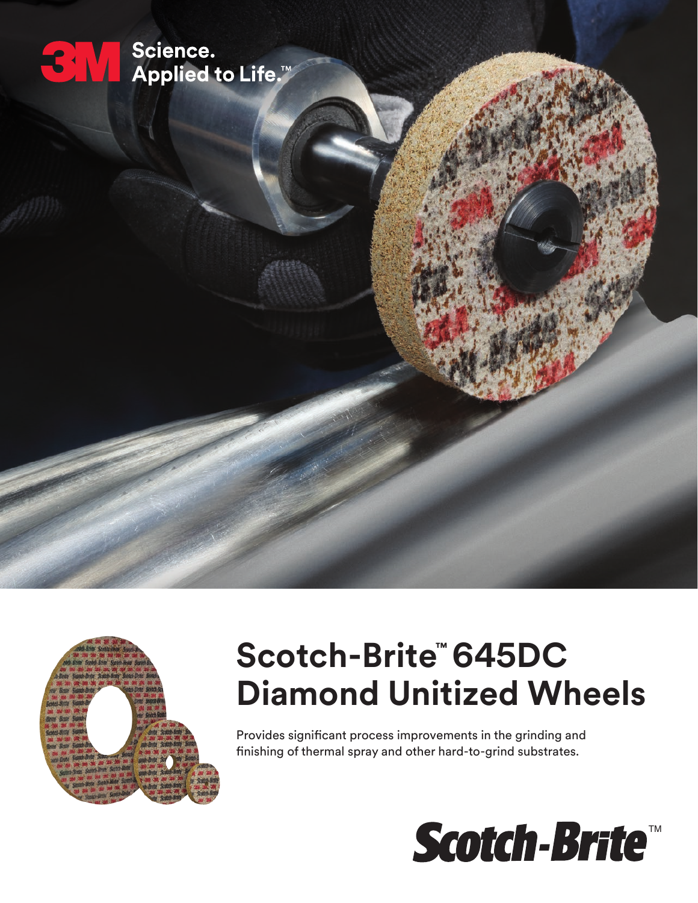3M Science. Applied to Life.™

# Scotch-Brite™ 645DC Diamond Unitized Wheels

Provides significant process improvements in the grinding and finishing of thermal spray and other hard-to-grind substrates.

Scotch-Brite™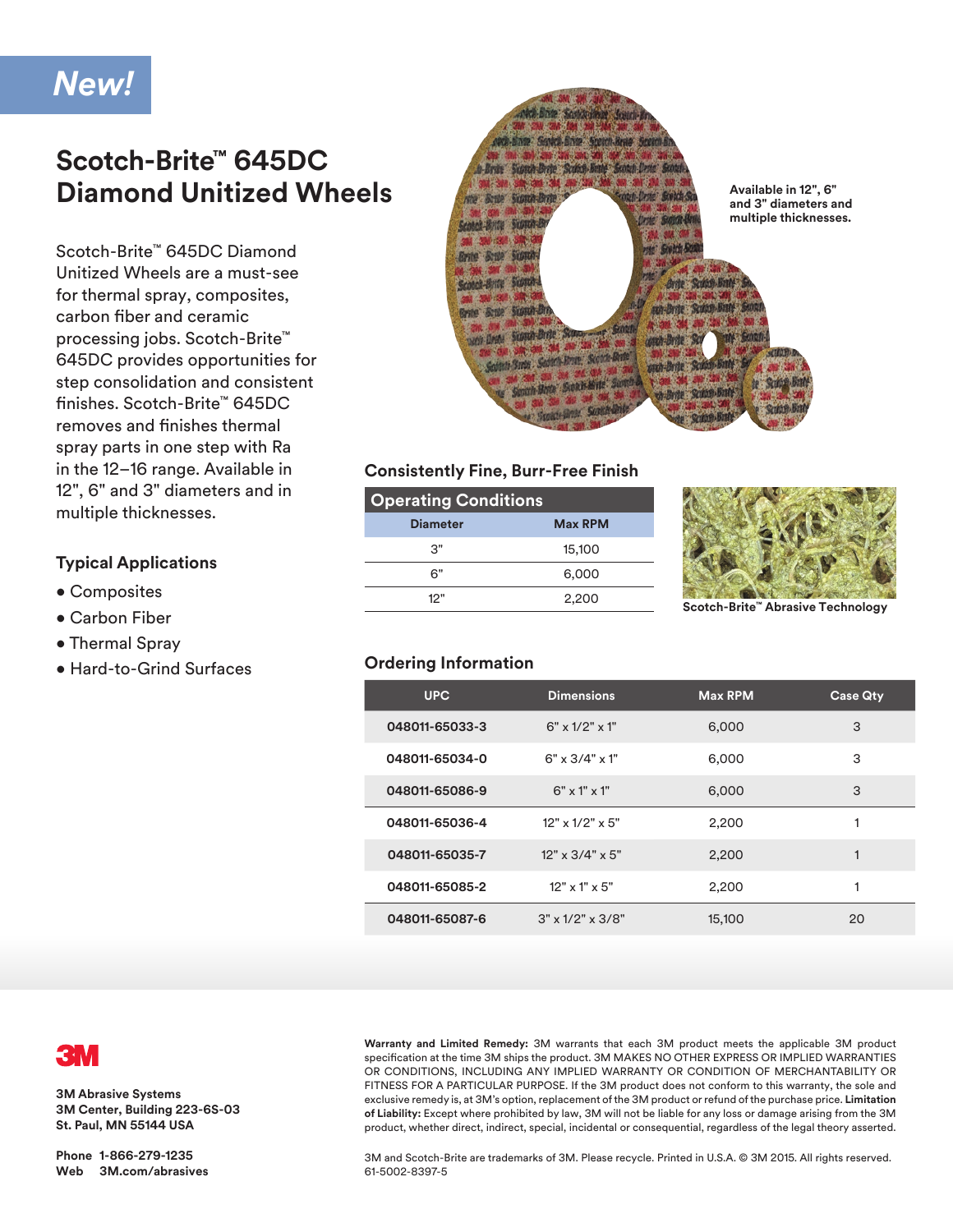*New!*

# Scotch-Brite™ 645DC Diamond Unitized Wheels

Scotch-Brite™ 645DC Diamond Unitized Wheels are a must-see for thermal spray, composites, carbon fiber and ceramic processing jobs. Scotch-Brite™ 645DC provides opportunities for step consolidation and consistent finishes. Scotch-Brite™ 645DC removes and finishes thermal spray parts in one step with Ra in the 12–16 range. Available in 12", 6" and 3" diameters and in multiple thicknesses.

## Typical Applications

- Composites
- Carbon Fiber
- Thermal Spray
- Hard-to-Grind Surfaces

**Available in 12", 6" and 3" diameters and multiple thicknesses.**

## Consistently Fine, Burr-Free Finish

**Operating Conditions**

| Diameter | Max RPM |
|---|---|
| 3" | 15,100 |
| 6" | 6,000 |
| 12" | 2,200 |

**Scotch-Brite™ Abrasive Technology**

## Ordering Information

| UPC | Dimensions | Max RPM | Case Qty |
|---|---|---|---|
| 048011-65033-3 | 6" x 1/2" x 1" | 6,000 | 3 |
| 048011-65034-0 | 6" x 3/4" x 1" | 6,000 | 3 |
| 048011-65086-9 | 6" x 1" x 1" | 6,000 | 3 |
| 048011-65036-4 | 12" x 1/2" x 5" | 2,200 | 1 |
| 048011-65035-7 | 12" x 3/4" x 5" | 2,200 | 1 |
| 048011-65085-2 | 12" x 1" x 5" | 2,200 | 1 |
| 048011-65087-6 | 3" x 1/2" x 3/8" | 15,100 | 20 |

**3M**

**3M Abrasive Systems**
**3M Center, Building 223-6S-03**
**St. Paul, MN 55144 USA**

**Phone** 1-866-279-1235
**Web** 3M.com/abrasives

**Warranty and Limited Remedy:** 3M warrants that each 3M product meets the applicable 3M product specification at the time 3M ships the product. 3M MAKES NO OTHER EXPRESS OR IMPLIED WARRANTIES OR CONDITIONS, INCLUDING ANY IMPLIED WARRANTY OR CONDITION OF MERCHANTABILITY OR FITNESS FOR A PARTICULAR PURPOSE. If the 3M product does not conform to this warranty, the sole and exclusive remedy is, at 3M's option, replacement of the 3M product or refund of the purchase price. **Limitation of Liability:** Except where prohibited by law, 3M will not be liable for any loss or damage arising from the 3M product, whether direct, indirect, special, incidental or consequential, regardless of the legal theory asserted.

3M and Scotch-Brite are trademarks of 3M. Please recycle. Printed in U.S.A. © 3M 2015. All rights reserved.
61-5002-8397-5